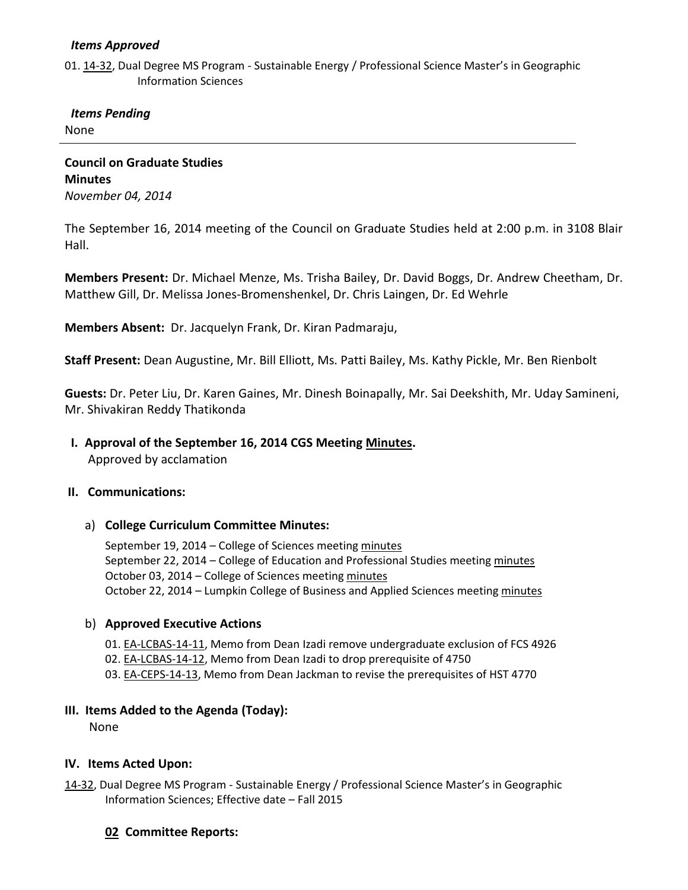***Items Approved***

01. 14-32, Dual Degree MS Program - Sustainable Energy / Professional Science Master's in Geographic Information Sciences

***Items Pending***

None

---

**Council on Graduate Studies**
**Minutes**
*November 04, 2014*

The September 16, 2014 meeting of the Council on Graduate Studies held at 2:00 p.m. in 3108 Blair Hall.

**Members Present:** Dr. Michael Menze, Ms. Trisha Bailey, Dr. David Boggs, Dr. Andrew Cheetham, Dr. Matthew Gill, Dr. Melissa Jones-Bromenshenkel, Dr. Chris Laingen, Dr. Ed Wehrle

**Members Absent:** Dr. Jacquelyn Frank, Dr. Kiran Padmaraju,

**Staff Present:** Dean Augustine, Mr. Bill Elliott, Ms. Patti Bailey, Ms. Kathy Pickle, Mr. Ben Rienbolt

**Guests:** Dr. Peter Liu, Dr. Karen Gaines, Mr. Dinesh Boinapally, Mr. Sai Deekshith, Mr. Uday Samineni, Mr. Shivakiran Reddy Thatikonda

**I. Approval of the September 16, 2014 CGS Meeting Minutes.**

Approved by acclamation

**II. Communications:**

a) **College Curriculum Committee Minutes:**

September 19, 2014 – College of Sciences meeting minutes
September 22, 2014 – College of Education and Professional Studies meeting minutes
October 03, 2014 – College of Sciences meeting minutes
October 22, 2014 – Lumpkin College of Business and Applied Sciences meeting minutes

b) **Approved Executive Actions**

01. EA-LCBAS-14-11, Memo from Dean Izadi remove undergraduate exclusion of FCS 4926
02. EA-LCBAS-14-12, Memo from Dean Izadi to drop prerequisite of 4750
03. EA-CEPS-14-13, Memo from Dean Jackman to revise the prerequisites of HST 4770

**III. Items Added to the Agenda (Today):**

None

**IV. Items Acted Upon:**

14-32, Dual Degree MS Program - Sustainable Energy / Professional Science Master's in Geographic Information Sciences; Effective date – Fall 2015

**02 Committee Reports:**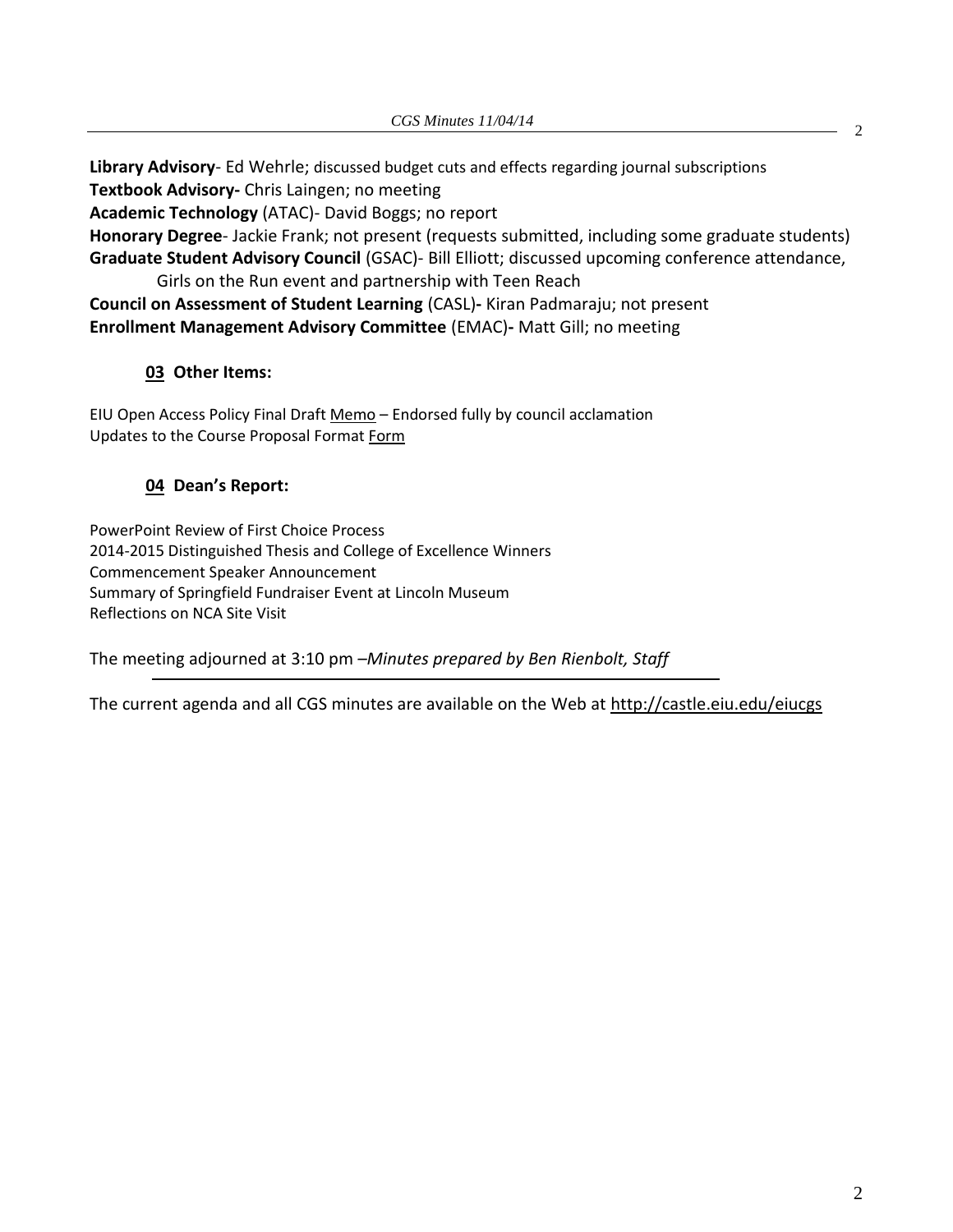**Library Advisory**- Ed Wehrle; discussed budget cuts and effects regarding journal subscriptions
**Textbook Advisory-** Chris Laingen; no meeting
**Academic Technology** (ATAC)- David Boggs; no report
**Honorary Degree**- Jackie Frank; not present (requests submitted, including some graduate students)
**Graduate Student Advisory Council** (GSAC)- Bill Elliott; discussed upcoming conference attendance, Girls on the Run event and partnership with Teen Reach
**Council on Assessment of Student Learning** (CASL)**-** Kiran Padmaraju; not present
**Enrollment Management Advisory Committee** (EMAC)**-** Matt Gill; no meeting

### 03 Other Items:

EIU Open Access Policy Final Draft Memo – Endorsed fully by council acclamation
Updates to the Course Proposal Format Form

### 04 Dean's Report:

PowerPoint Review of First Choice Process
2014-2015 Distinguished Thesis and College of Excellence Winners
Commencement Speaker Announcement
Summary of Springfield Fundraiser Event at Lincoln Museum
Reflections on NCA Site Visit

The meeting adjourned at 3:10 pm –*Minutes prepared by Ben Rienbolt, Staff*

---

The current agenda and all CGS minutes are available on the Web at http://castle.eiu.edu/eiucgs